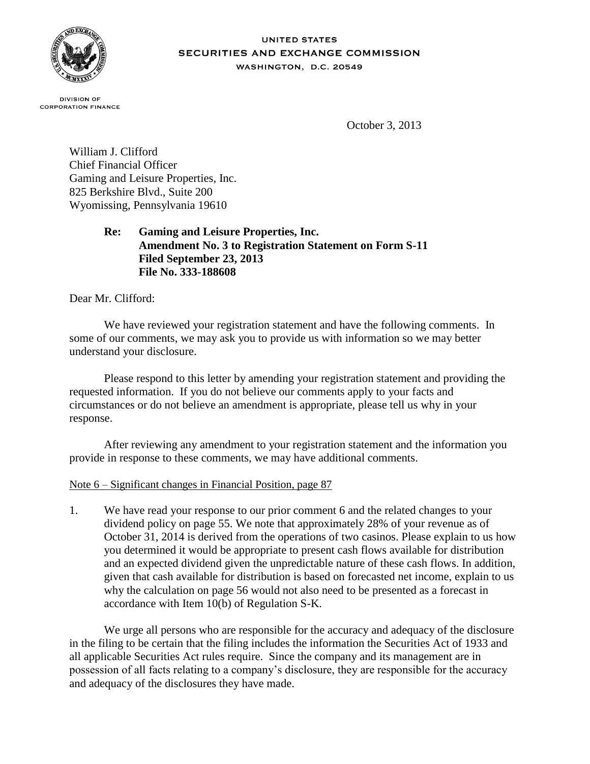UNITED STATES
SECURITIES AND EXCHANGE COMMISSION
WASHINGTON, D.C. 20549

DIVISION OF
CORPORATION FINANCE

October 3, 2013

William J. Clifford
Chief Financial Officer
Gaming and Leisure Properties, Inc.
825 Berkshire Blvd., Suite 200
Wyomissing, Pennsylvania 19610

> **Re: Gaming and Leisure Properties, Inc.**
> **Amendment No. 3 to Registration Statement on Form S-11**
> **Filed September 23, 2013**
> **File No. 333-188608**

Dear Mr. Clifford:

We have reviewed your registration statement and have the following comments. In some of our comments, we may ask you to provide us with information so we may better understand your disclosure.

Please respond to this letter by amending your registration statement and providing the requested information. If you do not believe our comments apply to your facts and circumstances or do not believe an amendment is appropriate, please tell us why in your response.

After reviewing any amendment to your registration statement and the information you provide in response to these comments, we may have additional comments.

Note 6 – Significant changes in Financial Position, page 87

1. We have read your response to our prior comment 6 and the related changes to your dividend policy on page 55. We note that approximately 28% of your revenue as of October 31, 2014 is derived from the operations of two casinos. Please explain to us how you determined it would be appropriate to present cash flows available for distribution and an expected dividend given the unpredictable nature of these cash flows. In addition, given that cash available for distribution is based on forecasted net income, explain to us why the calculation on page 56 would not also need to be presented as a forecast in accordance with Item 10(b) of Regulation S-K.

We urge all persons who are responsible for the accuracy and adequacy of the disclosure in the filing to be certain that the filing includes the information the Securities Act of 1933 and all applicable Securities Act rules require. Since the company and its management are in possession of all facts relating to a company's disclosure, they are responsible for the accuracy and adequacy of the disclosures they have made.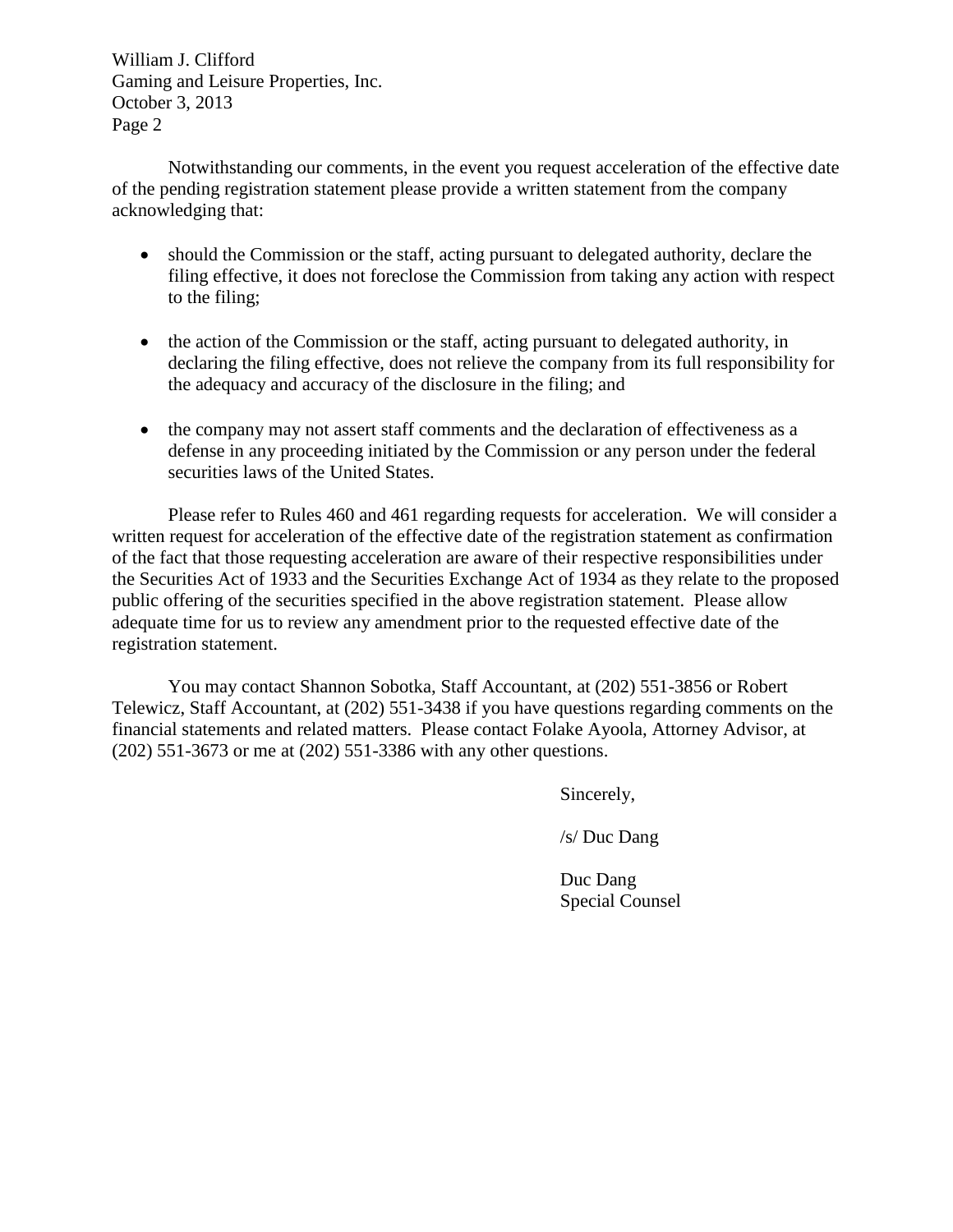Notwithstanding our comments, in the event you request acceleration of the effective date of the pending registration statement please provide a written statement from the company acknowledging that:

- should the Commission or the staff, acting pursuant to delegated authority, declare the filing effective, it does not foreclose the Commission from taking any action with respect to the filing;
- the action of the Commission or the staff, acting pursuant to delegated authority, in declaring the filing effective, does not relieve the company from its full responsibility for the adequacy and accuracy of the disclosure in the filing; and
- the company may not assert staff comments and the declaration of effectiveness as a defense in any proceeding initiated by the Commission or any person under the federal securities laws of the United States.

Please refer to Rules 460 and 461 regarding requests for acceleration. We will consider a written request for acceleration of the effective date of the registration statement as confirmation of the fact that those requesting acceleration are aware of their respective responsibilities under the Securities Act of 1933 and the Securities Exchange Act of 1934 as they relate to the proposed public offering of the securities specified in the above registration statement. Please allow adequate time for us to review any amendment prior to the requested effective date of the registration statement.

You may contact Shannon Sobotka, Staff Accountant, at (202) 551-3856 or Robert Telewicz, Staff Accountant, at (202) 551-3438 if you have questions regarding comments on the financial statements and related matters. Please contact Folake Ayoola, Attorney Advisor, at (202) 551-3673 or me at (202) 551-3386 with any other questions.

Sincerely,

/s/ Duc Dang

Duc Dang
Special Counsel